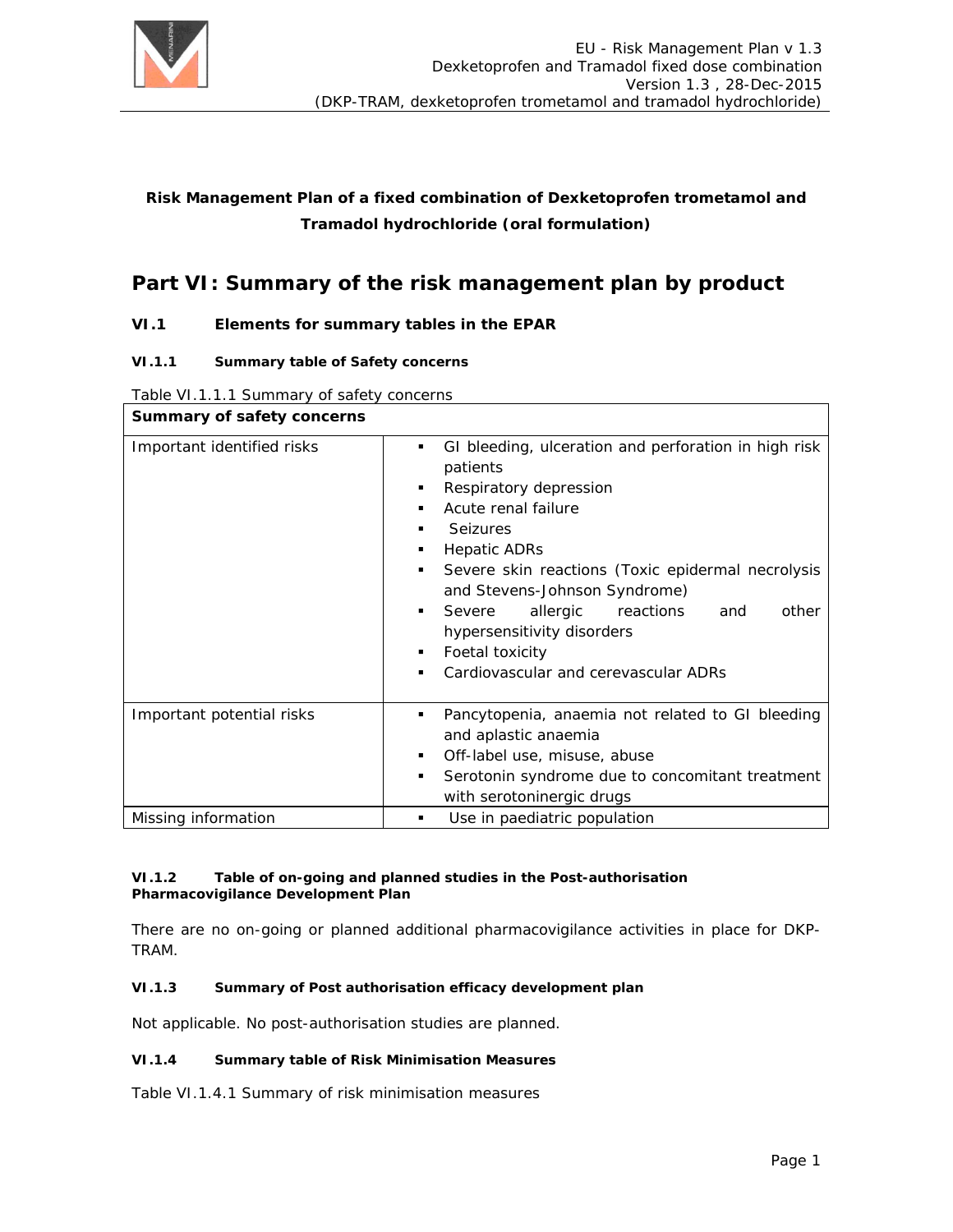**Risk Management Plan of a fixed combination of Dexketoprofen trometamol and Tramadol hydrochloride (oral formulation)**

# Part VI: Summary of the risk management plan by product

## VI.1 Elements for summary tables in the EPAR

### VI.1.1 Summary table of Safety concerns

Table VI.1.1.1 Summary of safety concerns

| Summary of safety concerns | |
|---|---|
| Important identified risks | ▪ GI bleeding, ulceration and perforation in high risk patients<br>▪ Respiratory depression<br>▪ Acute renal failure<br>▪ Seizures<br>▪ Hepatic ADRs<br>▪ Severe skin reactions (Toxic epidermal necrolysis and Stevens-Johnson Syndrome)<br>▪ Severe allergic reactions and other hypersensitivity disorders<br>▪ Foetal toxicity<br>▪ Cardiovascular and cerevascular ADRs |
| Important potential risks | ▪ Pancytopenia, anaemia not related to GI bleeding and aplastic anaemia<br>▪ Off-label use, misuse, abuse<br>▪ Serotonin syndrome due to concomitant treatment with serotoninergic drugs |
| Missing information | ▪ Use in paediatric population |

### VI.1.2 Table of on-going and planned studies in the Post-authorisation Pharmacovigilance Development Plan

There are no on-going or planned additional pharmacovigilance activities in place for DKP-TRAM.

### VI.1.3 Summary of Post authorisation efficacy development plan

Not applicable. No post-authorisation studies are planned.

### VI.1.4 Summary table of Risk Minimisation Measures

Table VI.1.4.1 Summary of risk minimisation measures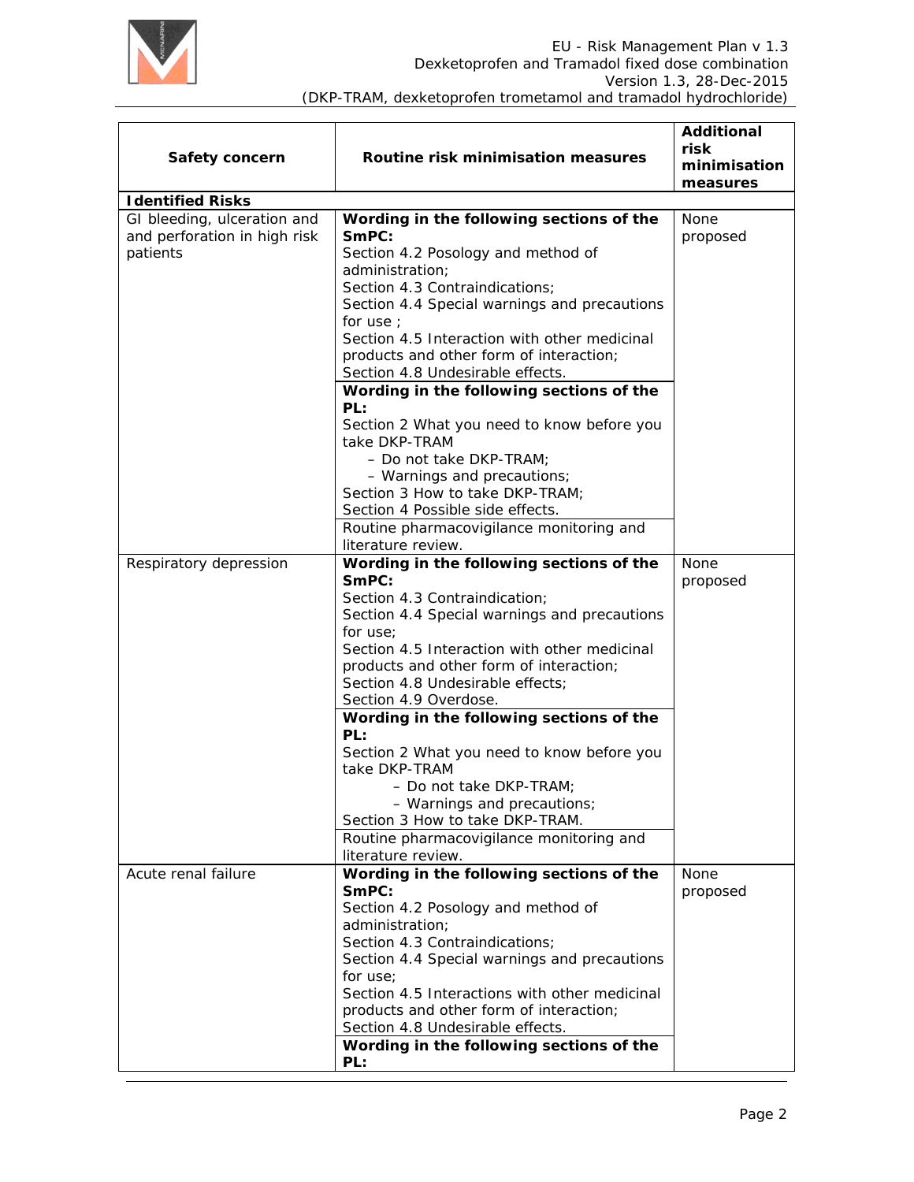| Safety concern | Routine risk minimisation measures | Additional risk minimisation measures |
|---|---|---|
| **Identified Risks** | | |
| GI bleeding, ulceration and and perforation in high risk patients | **Wording in the following sections of the SmPC:**<br>Section 4.2 Posology and method of administration;<br>Section 4.3 Contraindications;<br>Section 4.4 Special warnings and precautions for use ;<br>Section 4.5 Interaction with other medicinal products and other form of interaction;<br>Section 4.8 Undesirable effects.<br>**Wording in the following sections of the PL:**<br>Section 2 What you need to know before you take DKP-TRAM<br>– Do not take DKP-TRAM;<br>– Warnings and precautions;<br>Section 3 How to take DKP-TRAM;<br>Section 4 Possible side effects.<br>Routine pharmacovigilance monitoring and literature review. | None proposed |
| Respiratory depression | **Wording in the following sections of the SmPC:**<br>Section 4.3 Contraindication;<br>Section 4.4 Special warnings and precautions for use;<br>Section 4.5 Interaction with other medicinal products and other form of interaction;<br>Section 4.8 Undesirable effects;<br>Section 4.9 Overdose.<br>**Wording in the following sections of the PL:**<br>Section 2 What you need to know before you take DKP-TRAM<br>– Do not take DKP-TRAM;<br>– Warnings and precautions;<br>Section 3 How to take DKP-TRAM.<br>Routine pharmacovigilance monitoring and literature review. | None proposed |
| Acute renal failure | **Wording in the following sections of the SmPC:**<br>Section 4.2 Posology and method of administration;<br>Section 4.3 Contraindications;<br>Section 4.4 Special warnings and precautions for use;<br>Section 4.5 Interactions with other medicinal products and other form of interaction;<br>Section 4.8 Undesirable effects.<br>**Wording in the following sections of the PL:** | None proposed |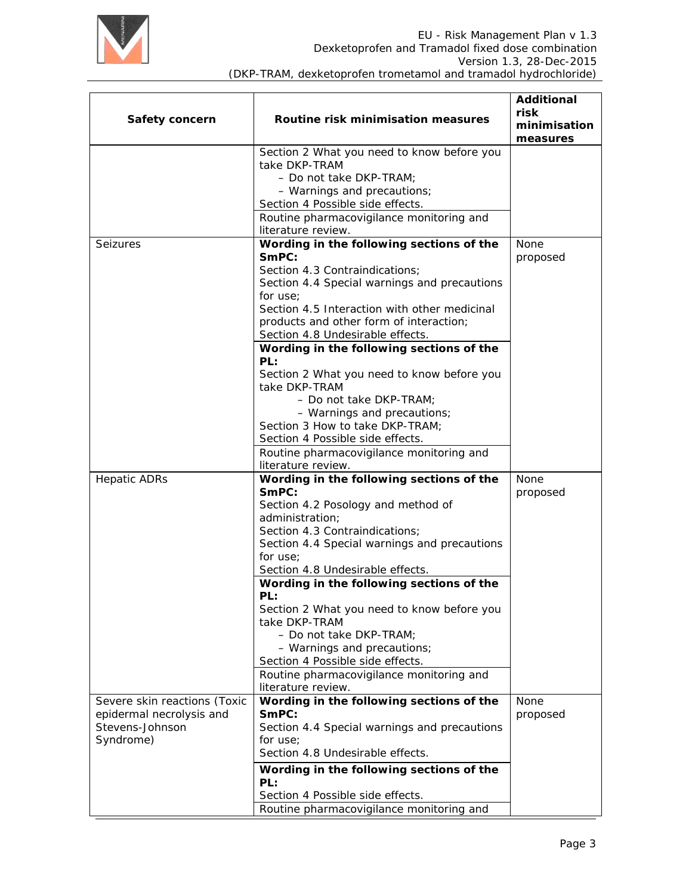| Safety concern | Routine risk minimisation measures | Additional risk minimisation measures |
|---|---|---|
| | Section 2 What you need to know before you take DKP-TRAM<br>– Do not take DKP-TRAM;<br>– Warnings and precautions;<br>Section 4 Possible side effects.<br><br>Routine pharmacovigilance monitoring and literature review. | |
| Seizures | **Wording in the following sections of the SmPC:**<br>Section 4.3 Contraindications;<br>Section 4.4 Special warnings and precautions for use;<br>Section 4.5 Interaction with other medicinal products and other form of interaction;<br>Section 4.8 Undesirable effects.<br><br>**Wording in the following sections of the PL:**<br>Section 2 What you need to know before you take DKP-TRAM<br>– Do not take DKP-TRAM;<br>– Warnings and precautions;<br>Section 3 How to take DKP-TRAM;<br>Section 4 Possible side effects.<br><br>Routine pharmacovigilance monitoring and literature review. | None proposed |
| Hepatic ADRs | **Wording in the following sections of the SmPC:**<br>Section 4.2 Posology and method of administration;<br>Section 4.3 Contraindications;<br>Section 4.4 Special warnings and precautions for use;<br>Section 4.8 Undesirable effects.<br><br>**Wording in the following sections of the PL:**<br>Section 2 What you need to know before you take DKP-TRAM<br>– Do not take DKP-TRAM;<br>– Warnings and precautions;<br>Section 4 Possible side effects.<br><br>Routine pharmacovigilance monitoring and literature review. | None proposed |
| Severe skin reactions (Toxic epidermal necrolysis and Stevens-Johnson Syndrome) | **Wording in the following sections of the SmPC:**<br>Section 4.4 Special warnings and precautions for use;<br>Section 4.8 Undesirable effects.<br><br>**Wording in the following sections of the PL:**<br>Section 4 Possible side effects.<br><br>Routine pharmacovigilance monitoring and | None proposed |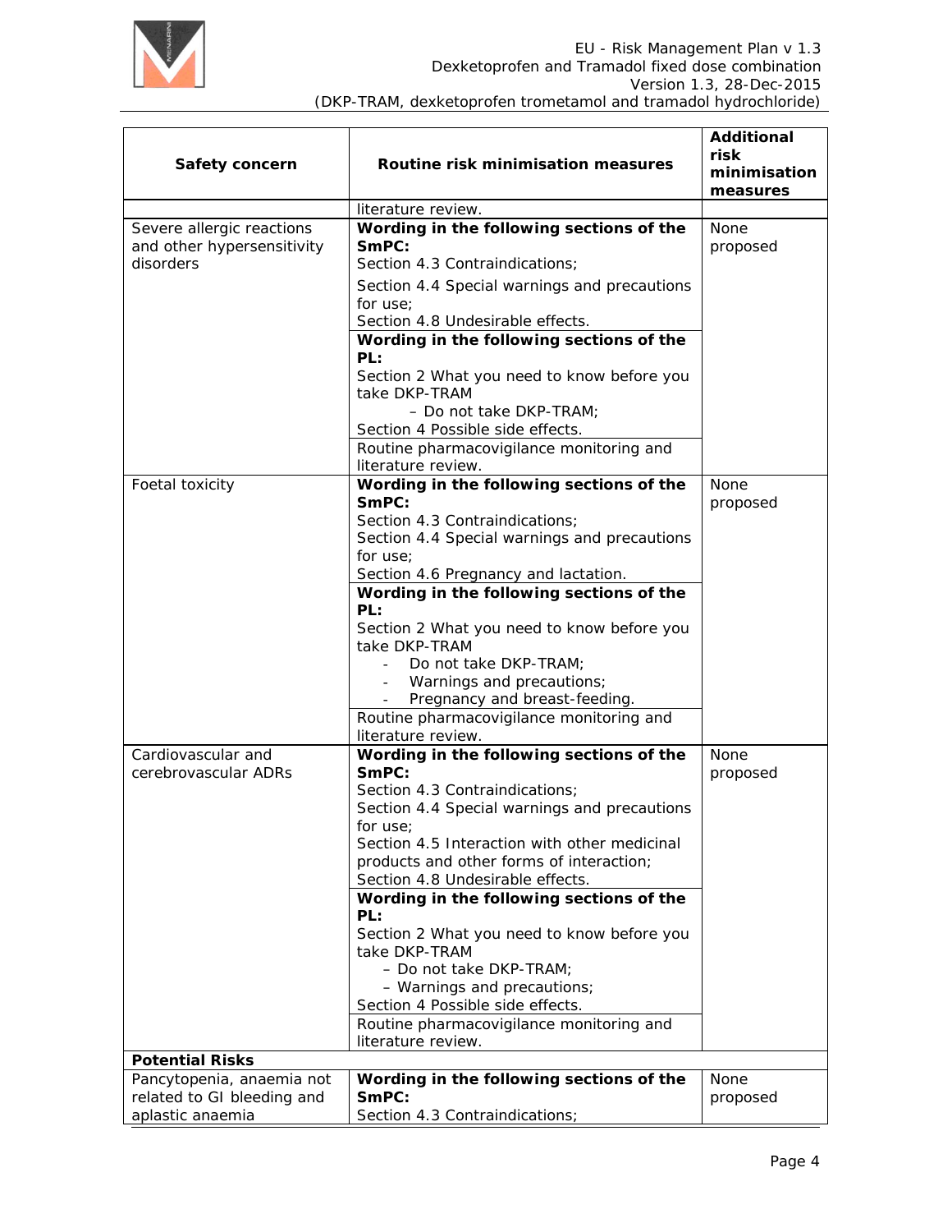| Safety concern | Routine risk minimisation measures | Additional risk minimisation measures |
|---|---|---|
| | literature review. | |
| Severe allergic reactions and other hypersensitivity disorders | **Wording in the following sections of the SmPC:**<br>Section 4.3 Contraindications;<br>Section 4.4 Special warnings and precautions for use;<br>Section 4.8 Undesirable effects.<br>**Wording in the following sections of the PL:**<br>Section 2 What you need to know before you take DKP-TRAM<br>– Do not take DKP-TRAM;<br>Section 4 Possible side effects.<br>Routine pharmacovigilance monitoring and literature review. | None proposed |
| Foetal toxicity | **Wording in the following sections of the SmPC:**<br>Section 4.3 Contraindications;<br>Section 4.4 Special warnings and precautions for use;<br>Section 4.6 Pregnancy and lactation.<br>**Wording in the following sections of the PL:**<br>Section 2 What you need to know before you take DKP-TRAM<br>- Do not take DKP-TRAM;<br>- Warnings and precautions;<br>- Pregnancy and breast-feeding.<br>Routine pharmacovigilance monitoring and literature review. | None proposed |
| Cardiovascular and cerebrovascular ADRs | **Wording in the following sections of the SmPC:**<br>Section 4.3 Contraindications;<br>Section 4.4 Special warnings and precautions for use;<br>Section 4.5 Interaction with other medicinal products and other forms of interaction;<br>Section 4.8 Undesirable effects.<br>**Wording in the following sections of the PL:**<br>Section 2 What you need to know before you take DKP-TRAM<br>– Do not take DKP-TRAM;<br>– Warnings and precautions;<br>Section 4 Possible side effects.<br>Routine pharmacovigilance monitoring and literature review. | None proposed |
| **Potential Risks** | | |
| Pancytopenia, anaemia not related to GI bleeding and aplastic anaemia | **Wording in the following sections of the SmPC:**<br>Section 4.3 Contraindications; | None proposed |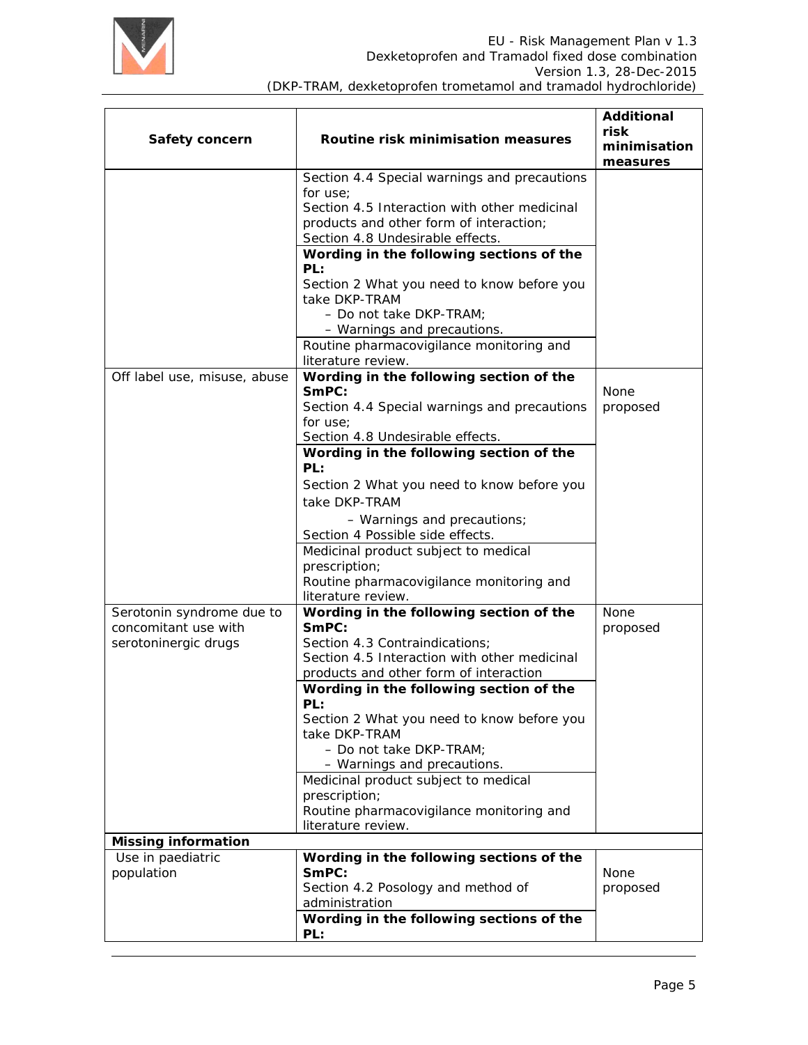| Safety concern | Routine risk minimisation measures | Additional risk minimisation measures |
|---|---|---|
| | Section 4.4 Special warnings and precautions for use;<br>Section 4.5 Interaction with other medicinal products and other form of interaction;<br>Section 4.8 Undesirable effects.<br>**Wording in the following sections of the PL:**<br>Section 2 What you need to know before you take DKP-TRAM<br>– Do not take DKP-TRAM;<br>– Warnings and precautions.<br>Routine pharmacovigilance monitoring and literature review. | |
| Off label use, misuse, abuse | **Wording in the following section of the SmPC:**<br>Section 4.4 Special warnings and precautions for use;<br>Section 4.8 Undesirable effects.<br>**Wording in the following section of the PL:**<br>Section 2 What you need to know before you take DKP-TRAM<br>– Warnings and precautions;<br>Section 4 Possible side effects.<br>Medicinal product subject to medical prescription;<br>Routine pharmacovigilance monitoring and literature review. | None proposed |
| Serotonin syndrome due to concomitant use with serotoninergic drugs | **Wording in the following section of the SmPC:**<br>Section 4.3 Contraindications;<br>Section 4.5 Interaction with other medicinal products and other form of interaction<br>**Wording in the following section of the PL:**<br>Section 2 What you need to know before you take DKP-TRAM<br>– Do not take DKP-TRAM;<br>– Warnings and precautions.<br>Medicinal product subject to medical prescription;<br>Routine pharmacovigilance monitoring and literature review. | None proposed |
| **Missing information** | | |
| Use in paediatric population | **Wording in the following sections of the SmPC:**<br>Section 4.2 Posology and method of administration<br>**Wording in the following sections of the PL:** | None proposed |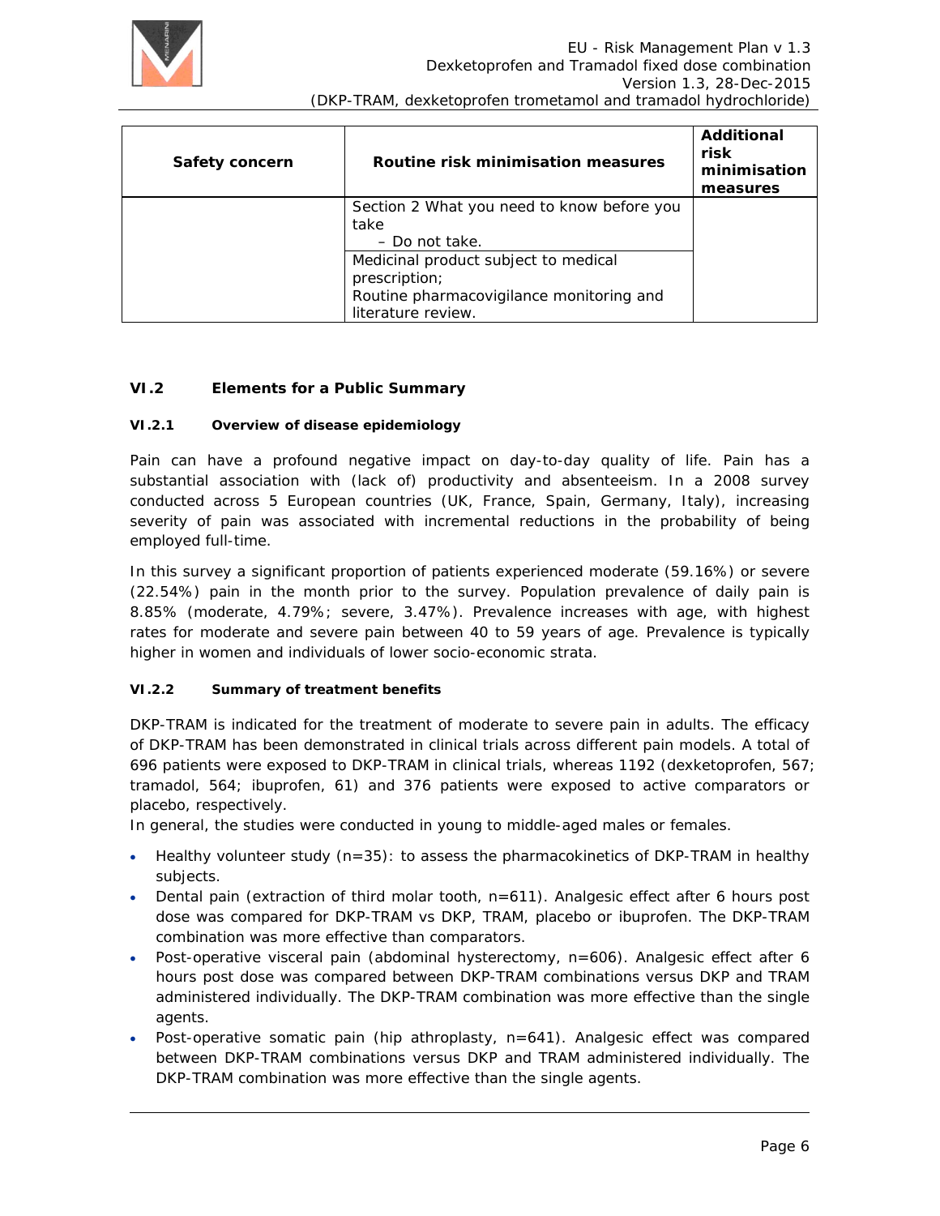| Safety concern | Routine risk minimisation measures | Additional risk minimisation measures |
| --- | --- | --- |
| | Section 2 What you need to know before you take<br>– Do not take. | |
| | Medicinal product subject to medical prescription;<br>Routine pharmacovigilance monitoring and literature review. | |

## VI.2 Elements for a Public Summary

### VI.2.1 Overview of disease epidemiology

Pain can have a profound negative impact on day-to-day quality of life. Pain has a substantial association with (lack of) productivity and absenteeism. In a 2008 survey conducted across 5 European countries (UK, France, Spain, Germany, Italy), increasing severity of pain was associated with incremental reductions in the probability of being employed full-time.

In this survey a significant proportion of patients experienced moderate (59.16%) or severe (22.54%) pain in the month prior to the survey. Population prevalence of daily pain is 8.85% (moderate, 4.79%; severe, 3.47%). Prevalence increases with age, with highest rates for moderate and severe pain between 40 to 59 years of age. Prevalence is typically higher in women and individuals of lower socio-economic strata.

### VI.2.2 Summary of treatment benefits

DKP-TRAM is indicated for the treatment of moderate to severe pain in adults. The efficacy of DKP-TRAM has been demonstrated in clinical trials across different pain models. A total of 696 patients were exposed to DKP-TRAM in clinical trials, whereas 1192 (dexketoprofen, 567; tramadol, 564; ibuprofen, 61) and 376 patients were exposed to active comparators or placebo, respectively.
In general, the studies were conducted in young to middle-aged males or females.

- Healthy volunteer study (n=35): to assess the pharmacokinetics of DKP-TRAM in healthy subjects.
- Dental pain (extraction of third molar tooth, n=611). Analgesic effect after 6 hours post dose was compared for DKP-TRAM vs DKP, TRAM, placebo or ibuprofen. The DKP-TRAM combination was more effective than comparators.
- Post-operative visceral pain (abdominal hysterectomy, n=606). Analgesic effect after 6 hours post dose was compared between DKP-TRAM combinations versus DKP and TRAM administered individually. The DKP-TRAM combination was more effective than the single agents.
- Post-operative somatic pain (hip athroplasty, n=641). Analgesic effect was compared between DKP-TRAM combinations versus DKP and TRAM administered individually. The DKP-TRAM combination was more effective than the single agents.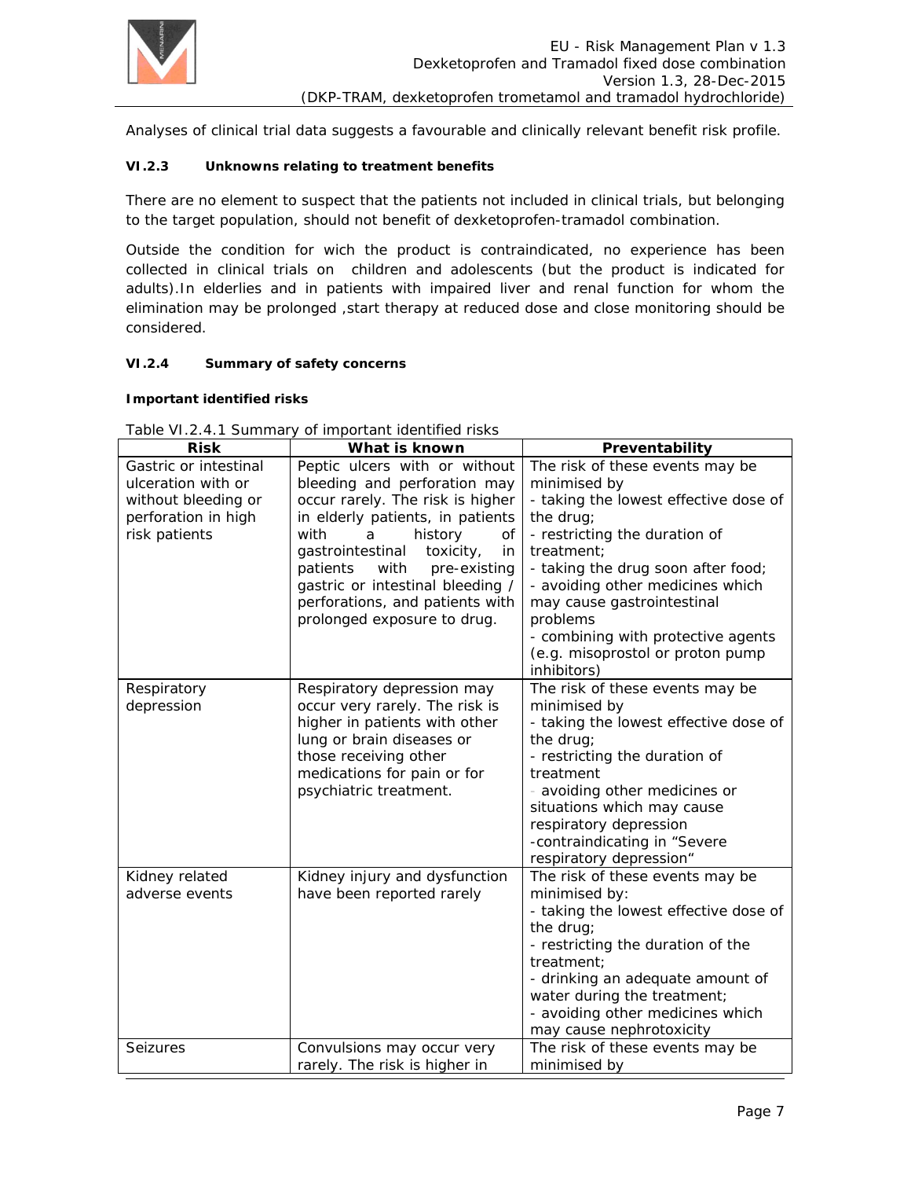Analyses of clinical trial data suggests a favourable and clinically relevant benefit risk profile.

### VI.2.3 Unknowns relating to treatment benefits

There are no element to suspect that the patients not included in clinical trials, but belonging to the target population, should not benefit of dexketoprofen-tramadol combination.

Outside the condition for wich the product is contraindicated, no experience has been collected in clinical trials on children and adolescents (but the product is indicated for adults).In elderlies and in patients with impaired liver and renal function for whom the elimination may be prolonged ,start therapy at reduced dose and close monitoring should be considered.

### VI.2.4 Summary of safety concerns

**Important identified risks**

Table VI.2.4.1 Summary of important identified risks

| Risk | What is known | Preventability |
|---|---|---|
| Gastric or intestinal ulceration with or without bleeding or perforation in high risk patients | Peptic ulcers with or without bleeding and perforation may occur rarely. The risk is higher in elderly patients, in patients with a history of gastrointestinal toxicity, in patients with pre-existing gastric or intestinal bleeding / perforations, and patients with prolonged exposure to drug. | The risk of these events may be minimised by<br>- taking the lowest effective dose of the drug;<br>- restricting the duration of treatment;<br>- taking the drug soon after food;<br>- avoiding other medicines which may cause gastrointestinal problems<br>- combining with protective agents (e.g. misoprostol or proton pump inhibitors) |
| Respiratory depression | Respiratory depression may occur very rarely. The risk is higher in patients with other lung or brain diseases or those receiving other medications for pain or for psychiatric treatment. | The risk of these events may be minimised by<br>- taking the lowest effective dose of the drug;<br>- restricting the duration of treatment<br>- avoiding other medicines or situations which may cause respiratory depression<br>-contraindicating in "Severe respiratory depression" |
| Kidney related adverse events | Kidney injury and dysfunction have been reported rarely | The risk of these events may be minimised by:<br>- taking the lowest effective dose of the drug;<br>- restricting the duration of the treatment;<br>- drinking an adequate amount of water during the treatment;<br>- avoiding other medicines which may cause nephrotoxicity |
| Seizures | Convulsions may occur very rarely. The risk is higher in | The risk of these events may be minimised by |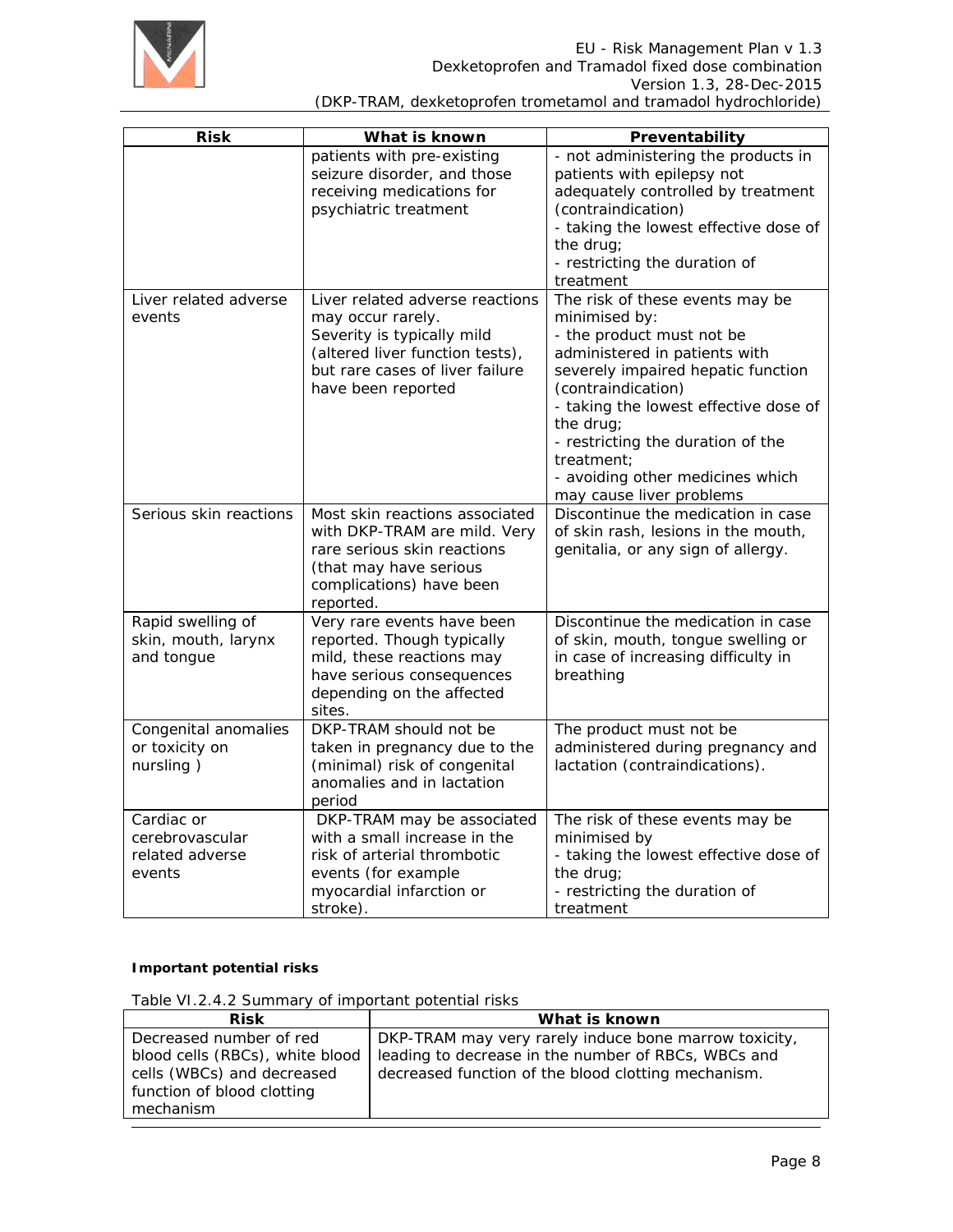| Risk | What is known | Preventability |
|---|---|---|
| | patients with pre-existing seizure disorder, and those receiving medications for psychiatric treatment | - not administering the products in patients with epilepsy not adequately controlled by treatment (contraindication)<br>- taking the lowest effective dose of the drug;<br>- restricting the duration of treatment |
| Liver related adverse events | Liver related adverse reactions may occur rarely. Severity is typically mild (altered liver function tests), but rare cases of liver failure have been reported | The risk of these events may be minimised by:<br>- the product must not be administered in patients with severely impaired hepatic function (contraindication)<br>- taking the lowest effective dose of the drug;<br>- restricting the duration of the treatment;<br>- avoiding other medicines which may cause liver problems |
| Serious skin reactions | Most skin reactions associated with DKP-TRAM are mild. Very rare serious skin reactions (that may have serious complications) have been reported. | Discontinue the medication in case of skin rash, lesions in the mouth, genitalia, or any sign of allergy. |
| Rapid swelling of skin, mouth, larynx and tongue | Very rare events have been reported. Though typically mild, these reactions may have serious consequences depending on the affected sites. | Discontinue the medication in case of skin, mouth, tongue swelling or in case of increasing difficulty in breathing |
| Congenital anomalies or toxicity on nursing ) | DKP-TRAM should not be taken in pregnancy due to the (minimal) risk of congenital anomalies and in lactation period | The product must not be administered during pregnancy and lactation (contraindications). |
| Cardiac or cerebrovascular related adverse events | DKP-TRAM may be associated with a small increase in the risk of arterial thrombotic events (for example myocardial infarction or stroke). | The risk of these events may be minimised by<br>- taking the lowest effective dose of the drug;<br>- restricting the duration of treatment |

**Important potential risks**

Table VI.2.4.2 Summary of important potential risks

| Risk | What is known |
|---|---|
| Decreased number of red blood cells (RBCs), white blood cells (WBCs) and decreased function of blood clotting mechanism | DKP-TRAM may very rarely induce bone marrow toxicity, leading to decrease in the number of RBCs, WBCs and decreased function of the blood clotting mechanism. |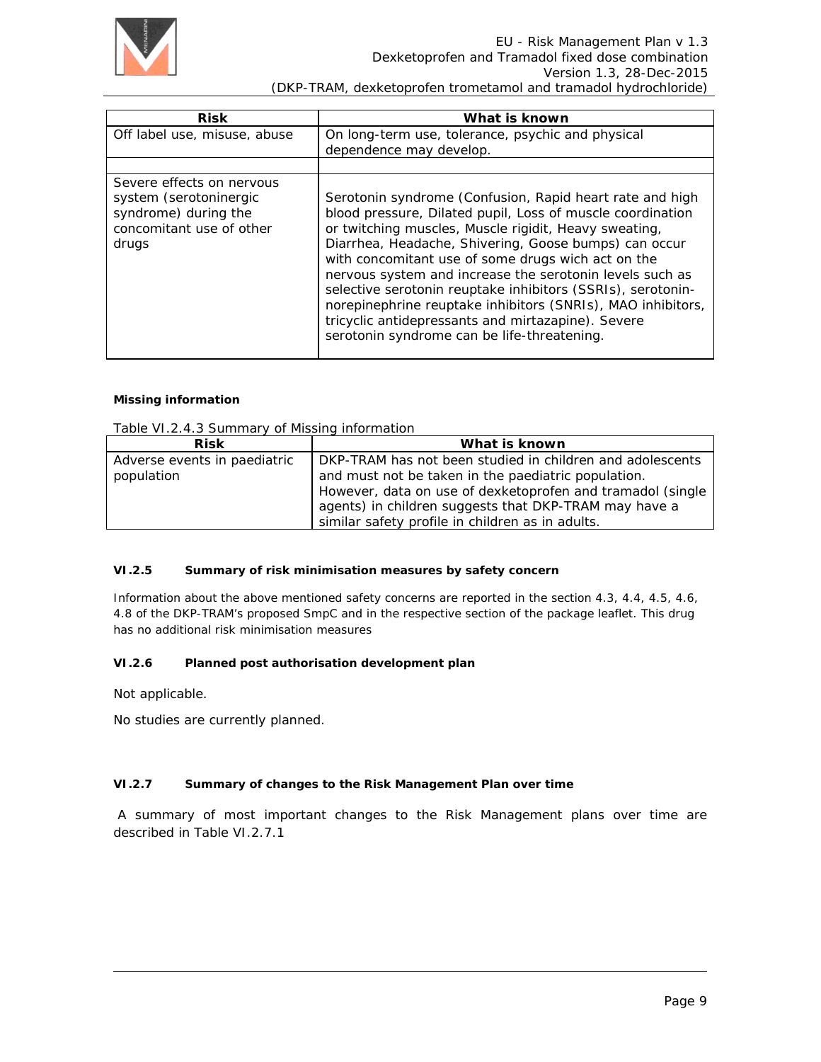| Risk | What is known |
|---|---|
| Off label use, misuse, abuse | On long-term use, tolerance, psychic and physical dependence may develop. |
| | |
| Severe effects on nervous system (serotoninergic syndrome) during the concomitant use of other drugs | Serotonin syndrome (Confusion, Rapid heart rate and high blood pressure, Dilated pupil, Loss of muscle coordination or twitching muscles, Muscle rigidit, Heavy sweating, Diarrhea, Headache, Shivering, Goose bumps) can occur with concomitant use of some drugs wich act on the nervous system and increase the serotonin levels such as selective serotonin reuptake inhibitors (SSRIs), serotonin-norepinephrine reuptake inhibitors (SNRIs), MAO inhibitors, tricyclic antidepressants and mirtazapine). Severe serotonin syndrome can be life-threatening. |

**Missing information**

Table VI.2.4.3 Summary of Missing information

| Risk | What is known |
|---|---|
| Adverse events in paediatric population | DKP-TRAM has not been studied in children and adolescents and must not be taken in the paediatric population. However, data on use of dexketoprofen and tramadol (single agents) in children suggests that DKP-TRAM may have a similar safety profile in children as in adults. |

### VI.2.5 Summary of risk minimisation measures by safety concern

Information about the above mentioned safety concerns are reported in the section 4.3, 4.4, 4.5, 4.6, 4.8 of the DKP-TRAM's proposed SmpC and in the respective section of the package leaflet. This drug has no additional risk minimisation measures

### VI.2.6 Planned post authorisation development plan

Not applicable.

No studies are currently planned.

### VI.2.7 Summary of changes to the Risk Management Plan over time

A summary of most important changes to the Risk Management plans over time are described in Table VI.2.7.1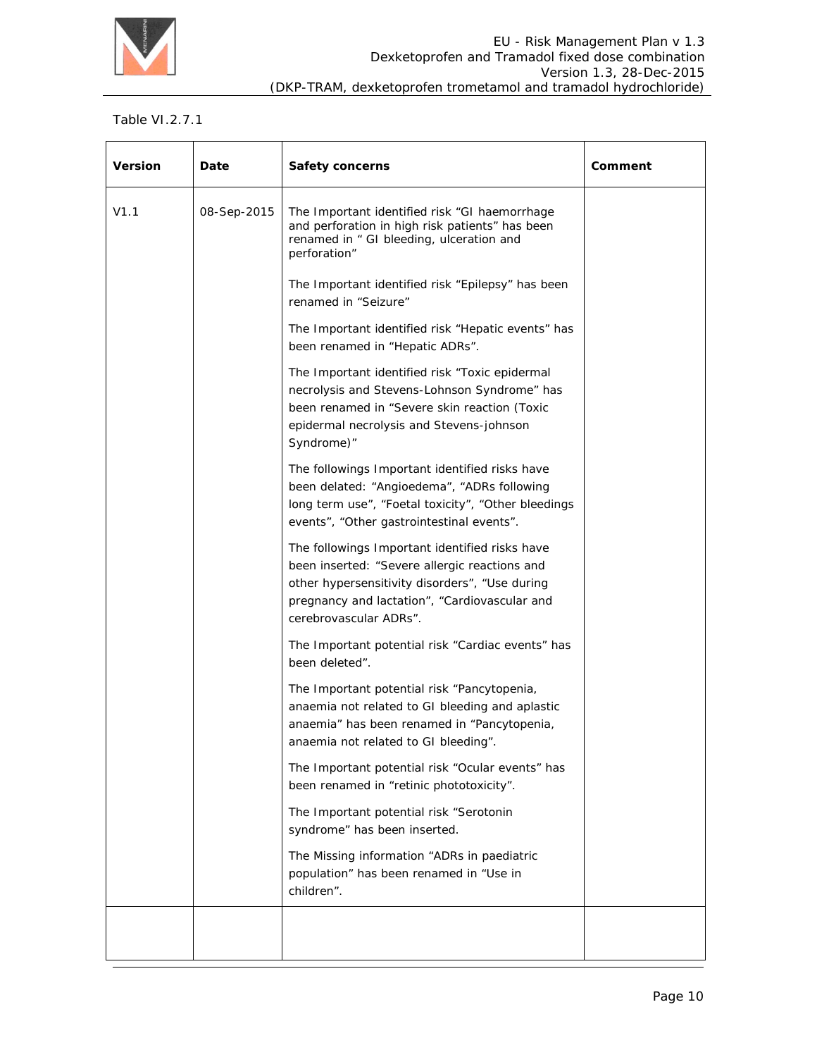Table VI.2.7.1

| Version | Date | Safety concerns | Comment |
|---|---|---|---|
| V1.1 | 08-Sep-2015 | The Important identified risk “GI haemorrhage and perforation in high risk patients” has been renamed in “ GI bleeding, ulceration and perforation”<br><br>The Important identified risk “Epilepsy” has been renamed in “Seizure”<br><br>The Important identified risk “Hepatic events” has been renamed in “Hepatic ADRs”.<br><br>The Important identified risk “Toxic epidermal necrolysis and Stevens-Lohnson Syndrome” has been renamed in “Severe skin reaction (Toxic epidermal necrolysis and Stevens-johnson Syndrome)”<br><br>The followings Important identified risks have been delated: “Angioedema”, “ADRs following long term use”, “Foetal toxicity”, “Other bleedings events”, “Other gastrointestinal events”.<br><br>The followings Important identified risks have been inserted: “Severe allergic reactions and other hypersensitivity disorders”, “Use during pregnancy and lactation”, “Cardiovascular and cerebrovascular ADRs”.<br><br>The Important potential risk “Cardiac events” has been deleted”.<br><br>The Important potential risk “Pancytopenia, anaemia not related to GI bleeding and aplastic anaemia” has been renamed in “Pancytopenia, anaemia not related to GI bleeding”.<br><br>The Important potential risk “Ocular events” has been renamed in “retinic phototoxicity”.<br><br>The Important potential risk “Serotonin syndrome” has been inserted.<br><br>The Missing information “ADRs in paediatric population” has been renamed in “Use in children”. | |
| | | | |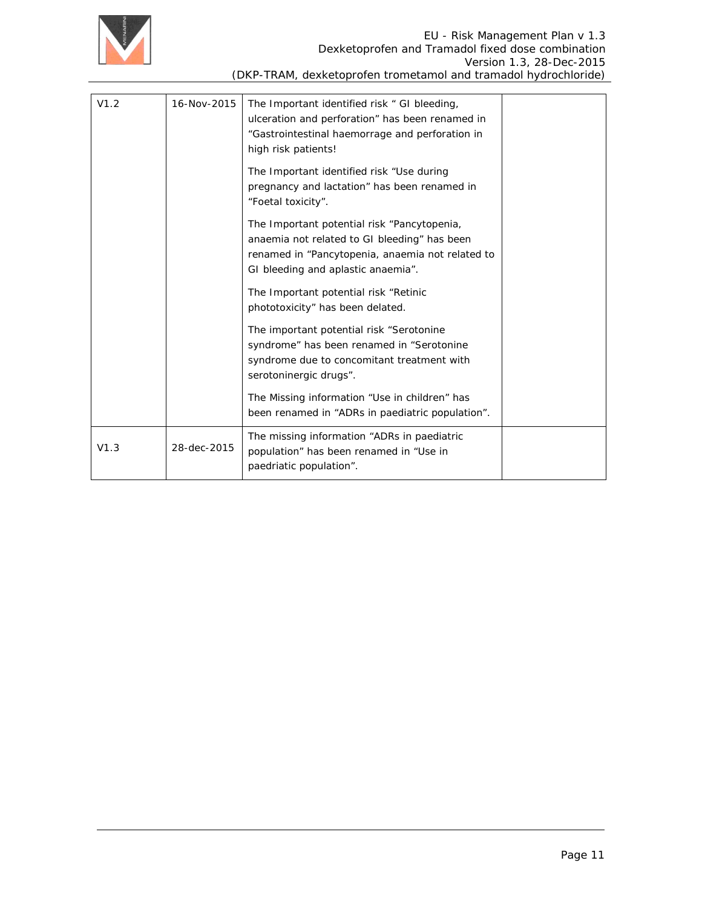| | | | |
|---|---|---|---|
| V1.2 | 16-Nov-2015 | The Important identified risk " GI bleeding, ulceration and perforation" has been renamed in "Gastrointestinal haemorrage and perforation in high risk patients!<br><br>The Important identified risk "Use during pregnancy and lactation" has been renamed in "Foetal toxicity".<br><br>The Important potential risk "Pancytopenia, anaemia not related to GI bleeding" has been renamed in "Pancytopenia, anaemia not related to GI bleeding and aplastic anaemia".<br><br>The Important potential risk "Retinic phototoxicity" has been delated.<br><br>The important potential risk "Serotonine syndrome" has been renamed in "Serotonine syndrome due to concomitant treatment with serotoninergic drugs".<br><br>The Missing information "Use in children" has been renamed in "ADRs in paediatric population". | |
| V1.3 | 28-dec-2015 | The missing information "ADRs in paediatric population" has been renamed in "Use in paedriatic population". | |